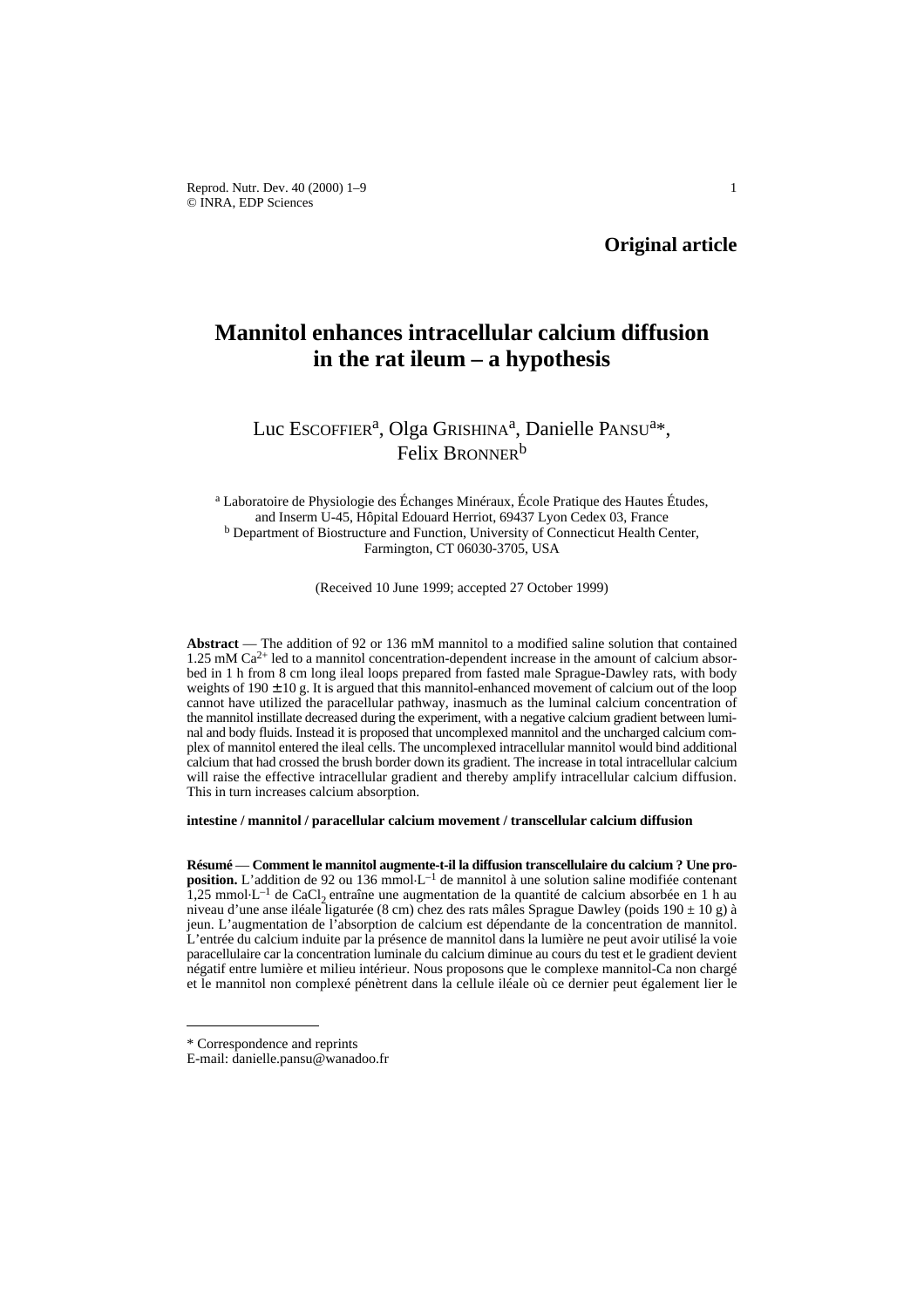**Original article**

# Mannitol enhances intracellular calcium diffusion in the rat ileum – a hypothesis

Luc Escoffier[a], Olga Grishina[a], Danielle Pansu[a]*, Felix Bronner[b]

[a] Laboratoire de Physiologie des Échanges Minéraux, École Pratique des Hautes Études, and Inserm U-45, Hôpital Edouard Herriot, 69437 Lyon Cedex 03, France
[b] Department of Biostructure and Function, University of Connecticut Health Center, Farmington, CT 06030-3705, USA

(Received 10 June 1999; accepted 27 October 1999)

**Abstract** — The addition of 92 or 136 mM mannitol to a modified saline solution that contained 1.25 mM $Ca^{2+}$ led to a mannitol concentration-dependent increase in the amount of calcium absorbed in 1 h from 8 cm long ileal loops prepared from fasted male Sprague-Dawley rats, with body weights of 190 ± 10 g. It is argued that this mannitol-enhanced movement of calcium out of the loop cannot have utilized the paracellular pathway, inasmuch as the luminal calcium concentration of the mannitol instillate decreased during the experiment, with a negative calcium gradient between luminal and body fluids. Instead it is proposed that uncomplexed mannitol and the uncharged calcium complex of mannitol entered the ileal cells. The uncomplexed intracellular mannitol would bind additional calcium that had crossed the brush border down its gradient. The increase in total intracellular calcium will raise the effective intracellular gradient and thereby amplify intracellular calcium diffusion. This in turn increases calcium absorption.

**intestine / mannitol / paracellular calcium movement / transcellular calcium diffusion**

**Résumé** — **Comment le mannitol augmente-t-il la diffusion transcellulaire du calcium ? Une proposition.** L'addition de 92 ou 136 $mmol \cdot L^{-1}$ de mannitol à une solution saline modifiée contenant 1,25 $mmol \cdot L^{-1}$ de $CaCl_2$ entraîne une augmentation de la quantité de calcium absorbée en 1 h au niveau d'une anse iléale ligaturée (8 cm) chez des rats mâles Sprague Dawley (poids 190 ± 10 g) à jeun. L'augmentation de l'absorption de calcium est dépendante de la concentration de mannitol. L'entrée du calcium induite par la présence de mannitol dans la lumière ne peut avoir utilisé la voie paracellulaire car la concentration luminale du calcium diminue au cours du test et le gradient devient négatif entre lumière et milieu intérieur. Nous proposons que le complexe mannitol-Ca non chargé et le mannitol non complexé pénètrent dans la cellule iléale où ce dernier peut également lier le

\* Correspondence and reprints
E-mail: danielle.pansu@wanadoo.fr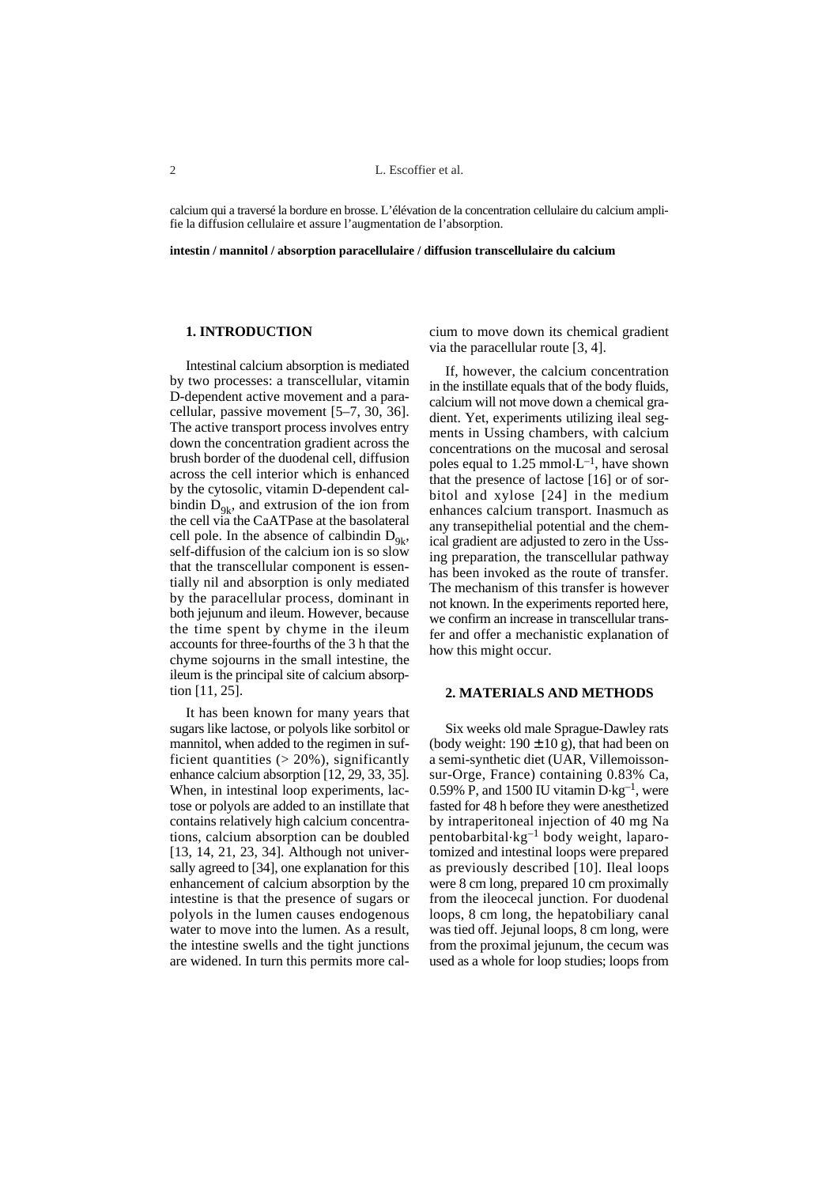calcium qui a traversé la bordure en brosse. L'élévation de la concentration cellulaire du calcium amplifie la diffusion cellulaire et assure l'augmentation de l'absorption.

**intestin / mannitol / absorption paracellulaire / diffusion transcellulaire du calcium**

## 1. INTRODUCTION

Intestinal calcium absorption is mediated by two processes: a transcellular, vitamin D-dependent active movement and a paracellular, passive movement [5–7, 30, 36]. The active transport process involves entry down the concentration gradient across the brush border of the duodenal cell, diffusion across the cell interior which is enhanced by the cytosolic, vitamin D-dependent calbindin $D_{9k}$, and extrusion of the ion from the cell via the CaATPase at the basolateral cell pole. In the absence of calbindin $D_{9k}$, self-diffusion of the calcium ion is so slow that the transcellular component is essentially nil and absorption is only mediated by the paracellular process, dominant in both jejunum and ileum. However, because the time spent by chyme in the ileum accounts for three-fourths of the 3 h that the chyme sojourns in the small intestine, the ileum is the principal site of calcium absorption [11, 25].

It has been known for many years that sugars like lactose, or polyols like sorbitol or mannitol, when added to the regimen in sufficient quantities (> 20%), significantly enhance calcium absorption [12, 29, 33, 35]. When, in intestinal loop experiments, lactose or polyols are added to an instillate that contains relatively high calcium concentrations, calcium absorption can be doubled [13, 14, 21, 23, 34]. Although not universally agreed to [34], one explanation for this enhancement of calcium absorption by the intestine is that the presence of sugars or polyols in the lumen causes endogenous water to move into the lumen. As a result, the intestine swells and the tight junctions are widened. In turn this permits more calcium to move down its chemical gradient via the paracellular route [3, 4].

If, however, the calcium concentration in the instillate equals that of the body fluids, calcium will not move down a chemical gradient. Yet, experiments utilizing ileal segments in Ussing chambers, with calcium concentrations on the mucosal and serosal poles equal to 1.25 $mmol{\cdot}L^{-1}$, have shown that the presence of lactose [16] or of sorbitol and xylose [24] in the medium enhances calcium transport. Inasmuch as any transepithelial potential and the chemical gradient are adjusted to zero in the Ussing preparation, the transcellular pathway has been invoked as the route of transfer. The mechanism of this transfer is however not known. In the experiments reported here, we confirm an increase in transcellular transfer and offer a mechanistic explanation of how this might occur.

## 2. MATERIALS AND METHODS

Six weeks old male Sprague-Dawley rats (body weight: 190 ± 10 g), that had been on a semi-synthetic diet (UAR, Villemoisson-sur-Orge, France) containing 0.83% Ca, 0.59% P, and 1500 IU vitamin $D{\cdot}kg^{-1}$, were fasted for 48 h before they were anesthetized by intraperitoneal injection of 40 mg Na pentobarbital$\cdot kg^{-1}$ body weight, laparotomized and intestinal loops were prepared as previously described [10]. Ileal loops were 8 cm long, prepared 10 cm proximally from the ileocecal junction. For duodenal loops, 8 cm long, the hepatobiliary canal was tied off. Jejunal loops, 8 cm long, were from the proximal jejunum, the cecum was used as a whole for loop studies; loops from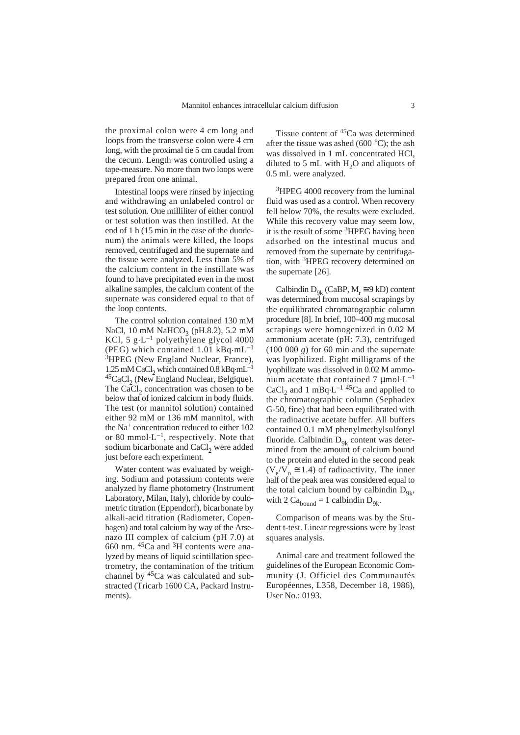the proximal colon were 4 cm long and loops from the transverse colon were 4 cm long, with the proximal tie 5 cm caudal from the cecum. Length was controlled using a tape-measure. No more than two loops were prepared from one animal.

Intestinal loops were rinsed by injecting and withdrawing an unlabeled control or test solution. One milliliter of either control or test solution was then instilled. At the end of 1 h (15 min in the case of the duodenum) the animals were killed, the loops removed, centrifuged and the supernate and the tissue were analyzed. Less than 5% of the calcium content in the instillate was found to have precipitated even in the most alkaline samples, the calcium content of the supernate was considered equal to that of the loop contents.

The control solution contained 130 mM NaCl, 10 mM $NaHCO_3$ (pH.8.2), 5.2 mM KCl, 5 $g \cdot L^{-1}$ polyethylene glycol 4000 (PEG) which contained 1.01 $kBq \cdot mL^{-1}$ $^3$HPEG (New England Nuclear, France), 1.25 mM $CaCl_2$ which contained 0.8 $kBq \cdot mL^{-1}$ $^{45}CaCl_2$ (New England Nuclear, Belgique). The $CaCl_2$ concentration was chosen to be below that of ionized calcium in body fluids. The test (or mannitol solution) contained either 92 mM or 136 mM mannitol, with the $Na^+$ concentration reduced to either 102 or 80 $mmol \cdot L^{-1}$, respectively. Note that sodium bicarbonate and $CaCl_2$ were added just before each experiment.

Water content was evaluated by weighing. Sodium and potassium contents were analyzed by flame photometry (Instrument Laboratory, Milan, Italy), chloride by coulometric titration (Eppendorf), bicarbonate by alkali-acid titration (Radiometer, Copenhagen) and total calcium by way of the Arsenazo III complex of calcium (pH 7.0) at 660 nm. $^{45}$Ca and $^3$H contents were analyzed by means of liquid scintillation spectrometry, the contamination of the tritium channel by $^{45}$Ca was calculated and substracted (Tricarb 1600 CA, Packard Instruments).

Tissue content of $^{45}$Ca was determined after the tissue was ashed (600 °C); the ash was dissolved in 1 mL concentrated HCl, diluted to 5 mL with $H_2O$ and aliquots of 0.5 mL were analyzed.

$^3$HPEG 4000 recovery from the luminal fluid was used as a control. When recovery fell below 70%, the results were excluded. While this recovery value may seem low, it is the result of some $^3$HPEG having been adsorbed on the intestinal mucus and removed from the supernate by centrifugation, with $^3$HPEG recovery determined on the supernate [26].

Calbindin $D_{9k}$ (CaBP, $M_r \cong 9$ kD) content was determined from mucosal scrapings by the equilibrated chromatographic column procedure [8]. In brief, 100–400 mg mucosal scrapings were homogenized in 0.02 M ammonium acetate (pH: 7.3), centrifuged (100 000 *g*) for 60 min and the supernate was lyophilized. Eight milligrams of the lyophilizate was dissolved in 0.02 M ammonium acetate that contained 7 $\mu mol \cdot L^{-1}$ $CaCl_2$ and 1 $mBq \cdot L^{-1}$ $^{45}$Ca and applied to the chromatographic column (Sephadex G-50, fine) that had been equilibrated with the radioactive acetate buffer. All buffers contained 0.1 mM phenylmethylsulfonyl fluoride. Calbindin $D_{9k}$ content was determined from the amount of calcium bound to the protein and eluted in the second peak ($V_e/V_o \cong 1.4$) of radioactivity. The inner half of the peak area was considered equal to the total calcium bound by calbindin $D_{9k}$, with 2 $Ca_{bound}$ = 1 calbindin $D_{9k}$.

Comparison of means was by the Student t-test. Linear regressions were by least squares analysis.

Animal care and treatment followed the guidelines of the European Economic Community (J. Officiel des Communautés Européennes, L358, December 18, 1986), User No.: 0193.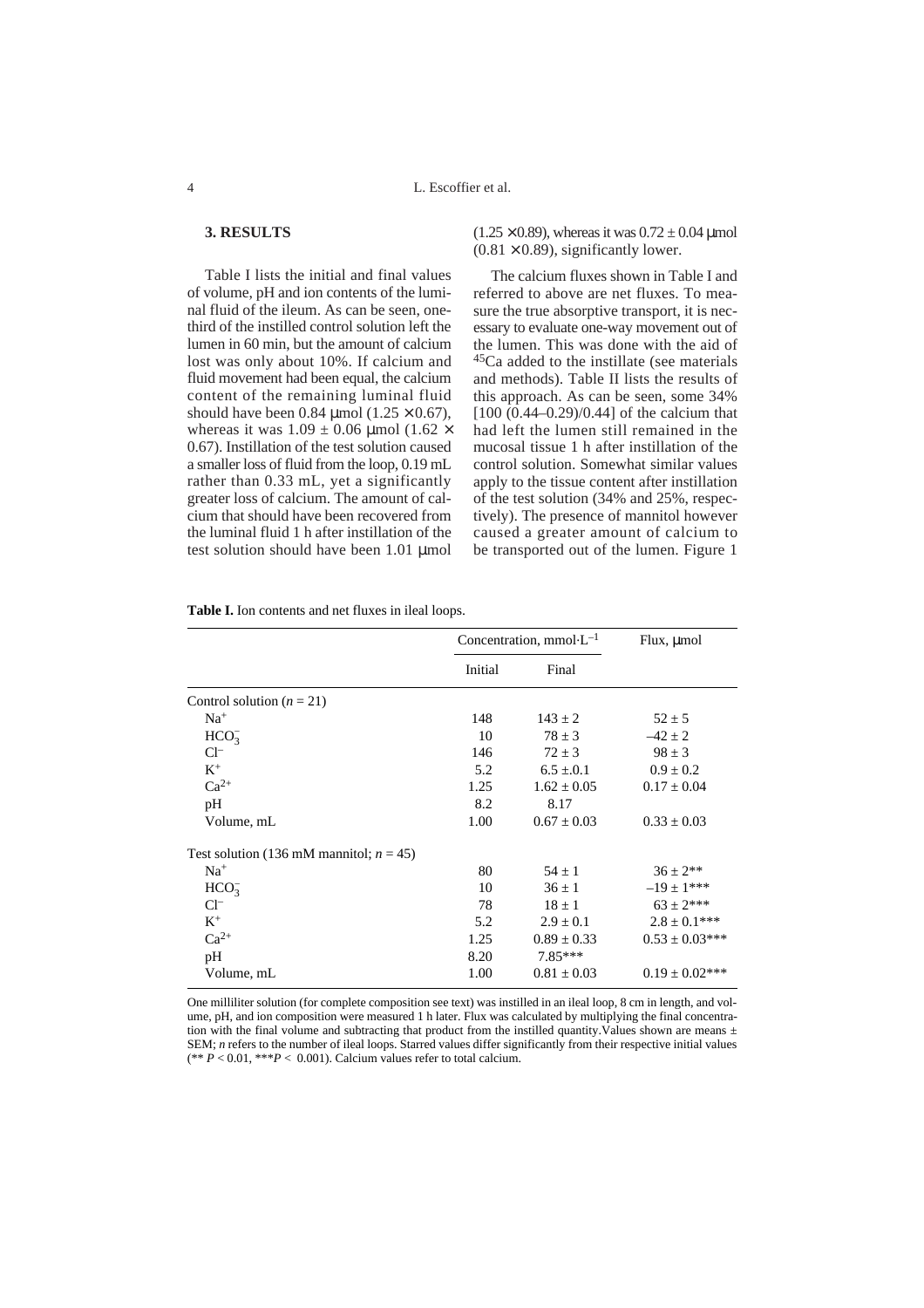## 3. RESULTS

Table I lists the initial and final values of volume, pH and ion contents of the luminal fluid of the ileum. As can be seen, one-third of the instilled control solution left the lumen in 60 min, but the amount of calcium lost was only about 10%. If calcium and fluid movement had been equal, the calcium content of the remaining luminal fluid should have been 0.84 μmol ($1.25 \times 0.67$), whereas it was $1.09 \pm 0.06$ μmol ($1.62 \times 0.67$). Instillation of the test solution caused a smaller loss of fluid from the loop, 0.19 mL rather than 0.33 mL, yet a significantly greater loss of calcium. The amount of calcium that should have been recovered from the luminal fluid 1 h after instillation of the test solution should have been 1.01 μmol ($1.25 \times 0.89$), whereas it was $0.72 \pm 0.04$ μmol ($0.81 \times 0.89$), significantly lower.

The calcium fluxes shown in Table I and referred to above are net fluxes. To measure the true absorptive transport, it is necessary to evaluate one-way movement out of the lumen. This was done with the aid of $^{45}Ca$ added to the instillate (see materials and methods). Table II lists the results of this approach. As can be seen, some 34% [100 (0.44–0.29)/0.44] of the calcium that had left the lumen still remained in the mucosal tissue 1 h after instillation of the control solution. Somewhat similar values apply to the tissue content after instillation of the test solution (34% and 25%, respectively). The presence of mannitol however caused a greater amount of calcium to be transported out of the lumen. Figure 1

**Table I.** Ion contents and net fluxes in ileal loops.

| | Concentration, mmol·L$^{-1}$ | | Flux, μmol |
|---|---|---|---|
| | Initial | Final | |
| Control solution ($n = 21$) | | | |
| $Na^+$ | 148 | 143 ± 2 | 52 ± 5 |
| $HCO_3^-$ | 10 | 78 ± 3 | –42 ± 2 |
| $Cl^-$ | 146 | 72 ± 3 | 98 ± 3 |
| $K^+$ | 5.2 | 6.5 ± 0.1 | 0.9 ± 0.2 |
| $Ca^{2+}$ | 1.25 | 1.62 ± 0.05 | 0.17 ± 0.04 |
| pH | 8.2 | 8.17 | |
| Volume, mL | 1.00 | 0.67 ± 0.03 | 0.33 ± 0.03 |
| Test solution (136 mM mannitol; $n = 45$) | | | |
| $Na^+$ | 80 | 54 ± 1 | 36 ± 2** |
| $HCO_3^-$ | 10 | 36 ± 1 | –19 ± 1*** |
| $Cl^-$ | 78 | 18 ± 1 | 63 ± 2*** |
| $K^+$ | 5.2 | 2.9 ± 0.1 | 2.8 ± 0.1*** |
| $Ca^{2+}$ | 1.25 | 0.89 ± 0.33 | 0.53 ± 0.03*** |
| pH | 8.20 | 7.85*** | |
| Volume, mL | 1.00 | 0.81 ± 0.03 | 0.19 ± 0.02*** |

One milliliter solution (for complete composition see text) was instilled in an ileal loop, 8 cm in length, and volume, pH, and ion composition were measured 1 h later. Flux was calculated by multiplying the final concentration with the final volume and subtracting that product from the instilled quantity. Values shown are means ± SEM; $n$ refers to the number of ileal loops. Starred values differ significantly from their respective initial values (** $P < 0.01$, *** $P < 0.001$). Calcium values refer to total calcium.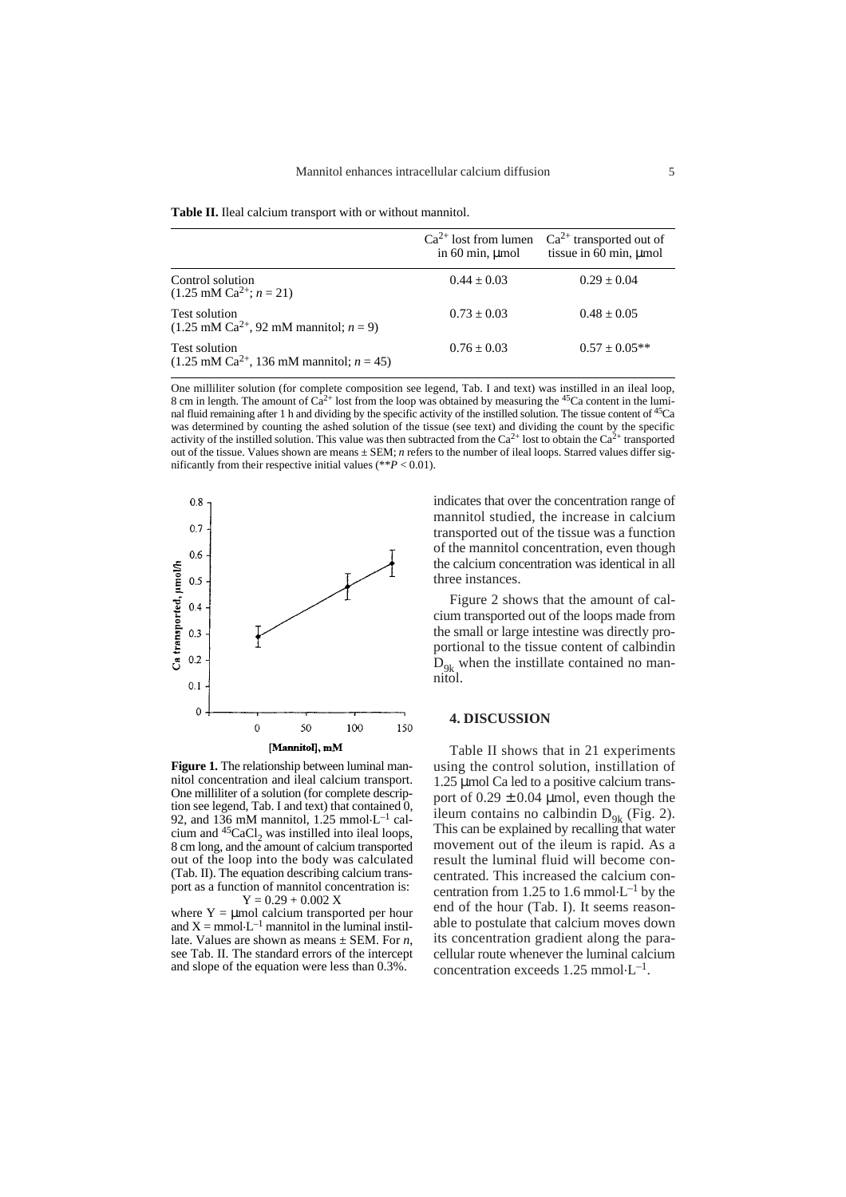**Table II.** Ileal calcium transport with or without mannitol.

| | $Ca^{2+}$ lost from lumen in 60 min, μmol | $Ca^{2+}$ transported out of tissue in 60 min, μmol |
|---|---|---|
| Control solution ($1.25$ mM $Ca^{2+}$; $n = 21$) | 0.44 ± 0.03 | 0.29 ± 0.04 |
| Test solution ($1.25$ mM $Ca^{2+}$, 92 mM mannitol; $n = 9$) | 0.73 ± 0.03 | 0.48 ± 0.05 |
| Test solution ($1.25$ mM $Ca^{2+}$, 136 mM mannitol; $n = 45$) | 0.76 ± 0.03 | 0.57 ± 0.05** |

One milliliter solution (for complete composition see legend, Tab. I and text) was instilled in an ileal loop, 8 cm in length. The amount of $Ca^{2+}$ lost from the loop was obtained by measuring the $^{45}Ca$ content in the luminal fluid remaining after 1 h and dividing by the specific activity of the instilled solution. The tissue content of $^{45}Ca$ was determined by counting the ashed solution of the tissue (see text) and dividing the count by the specific activity of the instilled solution. This value was then subtracted from the $Ca^{2+}$ lost to obtain the $Ca^{2+}$ transported out of the tissue. Values shown are means ± SEM; $n$ refers to the number of ileal loops. Starred values differ significantly from their respective initial values (**$P < 0.01$).

**Figure 1.** The relationship between luminal mannitol concentration and ileal calcium transport. One milliliter of a solution (for complete description see legend, Tab. I and text) that contained 0, 92, and 136 mM mannitol, 1.25 mmol·L$^{-1}$ calcium and $^{45}CaCl_2$ was instilled into ileal loops, 8 cm long, and the amount of calcium transported out of the loop into the body was calculated (Tab. II). The equation describing calcium transport as a function of mannitol concentration is:

$$Y = 0.29 + 0.002\ X$$

where Y = μmol calcium transported per hour and X = mmol·L$^{-1}$ mannitol in the luminal instillate. Values are shown as means ± SEM. For $n$, see Tab. II. The standard errors of the intercept and slope of the equation were less than 0.3%.

indicates that over the concentration range of mannitol studied, the increase in calcium transported out of the tissue was a function of the mannitol concentration, even though the calcium concentration was identical in all three instances.

Figure 2 shows that the amount of calcium transported out of the loops made from the small or large intestine was directly proportional to the tissue content of calbindin $D_{9k}$ when the instillate contained no mannitol.

## 4. DISCUSSION

Table II shows that in 21 experiments using the control solution, instillation of 1.25 μmol Ca led to a positive calcium transport of 0.29 ± 0.04 μmol, even though the ileum contains no calbindin $D_{9k}$ (Fig. 2). This can be explained by recalling that water movement out of the ileum is rapid. As a result the luminal fluid will become concentrated. This increased the calcium concentration from 1.25 to 1.6 mmol·L$^{-1}$ by the end of the hour (Tab. I). It seems reasonable to postulate that calcium moves down its concentration gradient along the paracellular route whenever the luminal calcium concentration exceeds 1.25 mmol·L$^{-1}$.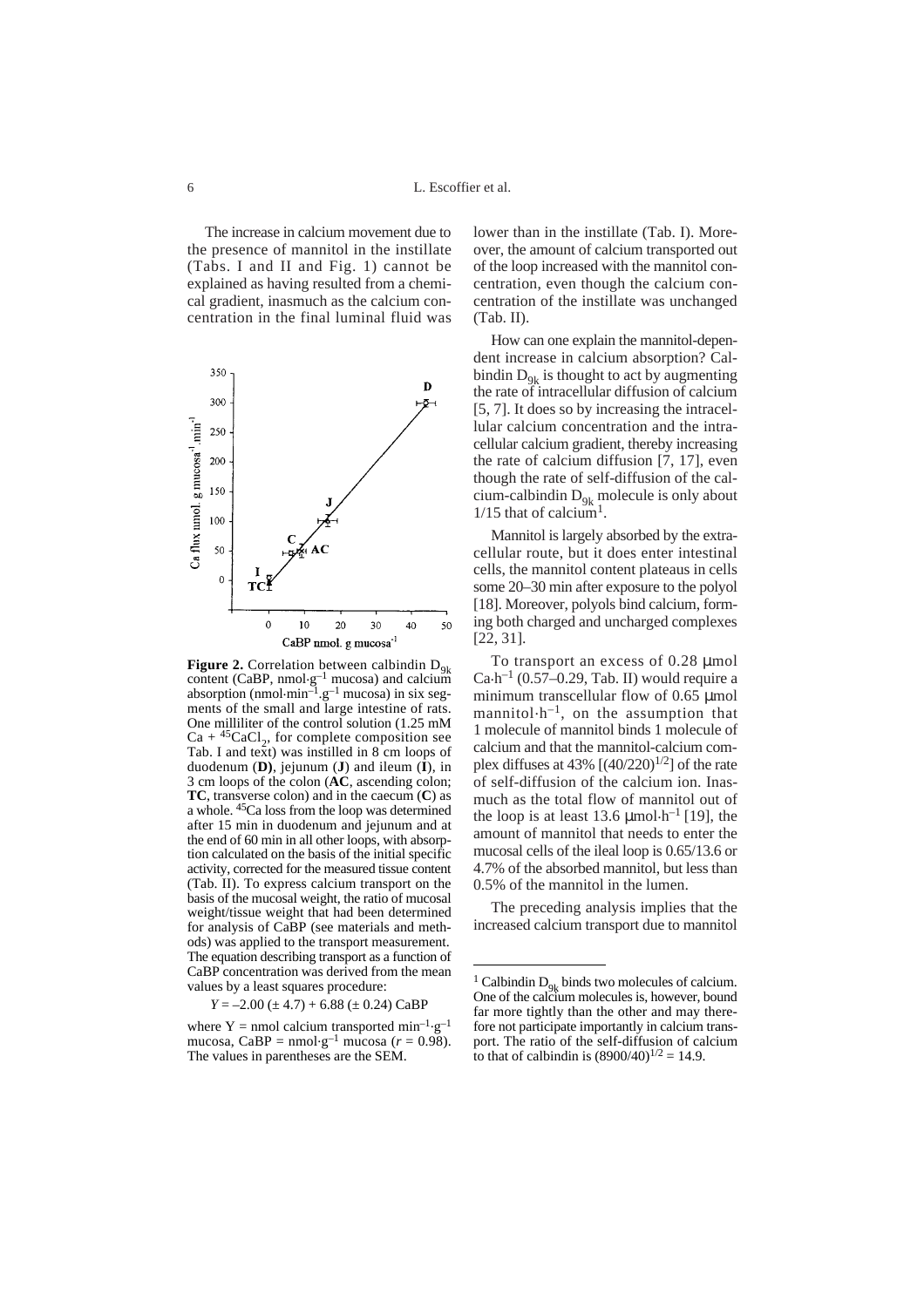The increase in calcium movement due to the presence of mannitol in the instillate (Tabs. I and II and Fig. 1) cannot be explained as having resulted from a chemical gradient, inasmuch as the calcium concentration in the final luminal fluid was lower than in the instillate (Tab. I). Moreover, the amount of calcium transported out of the loop increased with the mannitol concentration, even though the calcium concentration of the instillate was unchanged (Tab. II).

**Figure 2.** Correlation between calbindin $D_{9k}$ content (CaBP, $nmol \cdot g^{-1}$ mucosa) and calcium absorption ($nmol \cdot min^{-1} . g^{-1}$ mucosa) in six segments of the small and large intestine of rats. One milliliter of the control solution (1.25 mM Ca + $^{45}CaCl_2$, for complete composition see Tab. I and text) was instilled in 8 cm loops of duodenum (**D**), jejunum (**J**) and ileum (**I**), in 3 cm loops of the colon (**AC**, ascending colon; **TC**, transverse colon) and in the caecum (**C**) as a whole. $^{45}Ca$ loss from the loop was determined after 15 min in duodenum and jejunum and at the end of 60 min in all other loops, with absorption calculated on the basis of the initial specific activity, corrected for the measured tissue content (Tab. II). To express calcium transport on the basis of the mucosal weight, the ratio of mucosal weight/tissue weight that had been determined for analysis of CaBP (see materials and methods) was applied to the transport measurement. The equation describing transport as a function of CaBP concentration was derived from the mean values by a least squares procedure:

$$Y = -2.00\ (\pm\ 4.7) + 6.88\ (\pm\ 0.24)\ \text{CaBP}$$

where Y = nmol calcium transported $min^{-1} \cdot g^{-1}$ mucosa, CaBP = $nmol \cdot g^{-1}$ mucosa ($r = 0.98$). The values in parentheses are the SEM.

How can one explain the mannitol-dependent increase in calcium absorption? Calbindin $D_{9k}$ is thought to act by augmenting the rate of intracellular diffusion of calcium [5, 7]. It does so by increasing the intracellular calcium concentration and the intracellular calcium gradient, thereby increasing the rate of calcium diffusion [7, 17], even though the rate of self-diffusion of the calcium-calbindin $D_{9k}$ molecule is only about 1/15 that of calcium[1].

Mannitol is largely absorbed by the extracellular route, but it does enter intestinal cells, the mannitol content plateaus in cells some 20–30 min after exposure to the polyol [18]. Moreover, polyols bind calcium, forming both charged and uncharged complexes [22, 31].

To transport an excess of 0.28 µmol $Ca \cdot h^{-1}$ (0.57–0.29, Tab. II) would require a minimum transcellular flow of 0.65 µmol mannitol$\cdot h^{-1}$, on the assumption that 1 molecule of mannitol binds 1 molecule of calcium and that the mannitol-calcium complex diffuses at 43% [$(40/220)^{1/2}$] of the rate of self-diffusion of the calcium ion. Inasmuch as the total flow of mannitol out of the loop is at least 13.6 $\mu mol \cdot h^{-1}$ [19], the amount of mannitol that needs to enter the mucosal cells of the ileal loop is 0.65/13.6 or 4.7% of the absorbed mannitol, but less than 0.5% of the mannitol in the lumen.

The preceding analysis implies that the increased calcium transport due to mannitol

---

[1] Calbindin $D_{9k}$ binds two molecules of calcium. One of the calcium molecules is, however, bound far more tightly than the other and may therefore not participate importantly in calcium transport. The ratio of the self-diffusion of calcium to that of calbindin is $(8900/40)^{1/2} = 14.9$.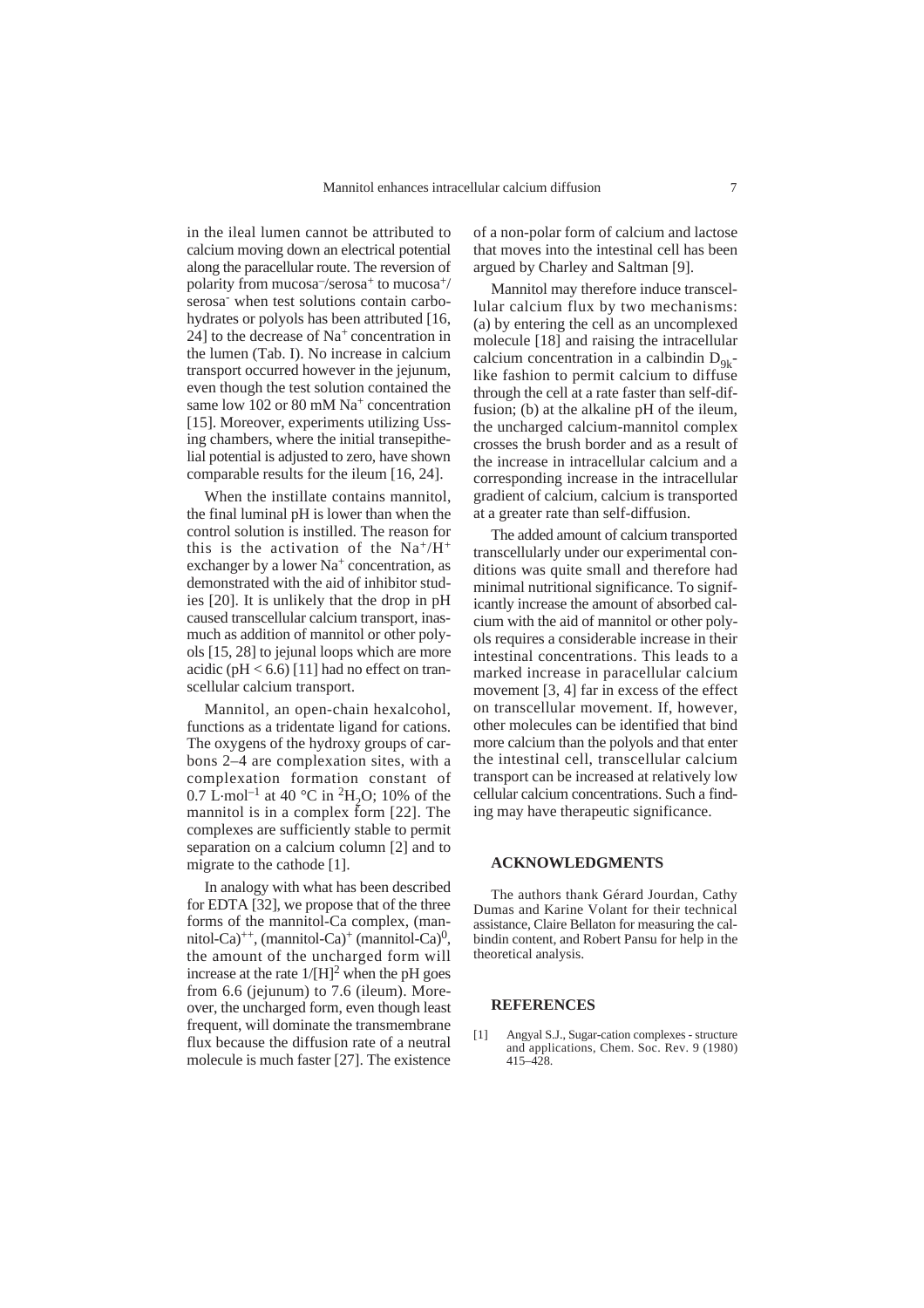in the ileal lumen cannot be attributed to calcium moving down an electrical potential along the paracellular route. The reversion of polarity from mucosa$^-$/serosa$^+$ to mucosa$^+$/serosa$^-$ when test solutions contain carbohydrates or polyols has been attributed [16, 24] to the decrease of $Na^+$ concentration in the lumen (Tab. I). No increase in calcium transport occurred however in the jejunum, even though the test solution contained the same low 102 or 80 mM $Na^+$ concentration [15]. Moreover, experiments utilizing Ussing chambers, where the initial transepithelial potential is adjusted to zero, have shown comparable results for the ileum [16, 24].

When the instillate contains mannitol, the final luminal pH is lower than when the control solution is instilled. The reason for this is the activation of the $Na^+/H^+$ exchanger by a lower $Na^+$ concentration, as demonstrated with the aid of inhibitor studies [20]. It is unlikely that the drop in pH caused transcellular calcium transport, inasmuch as addition of mannitol or other polyols [15, 28] to jejunal loops which are more acidic (pH < 6.6) [11] had no effect on transcellular calcium transport.

Mannitol, an open-chain hexalcohol, functions as a tridentate ligand for cations. The oxygens of the hydroxy groups of carbons 2–4 are complexation sites, with a complexation formation constant of 0.7 L·mol$^{-1}$ at 40 °C in $^2H_2O$; 10% of the mannitol is in a complex form [22]. The complexes are sufficiently stable to permit separation on a calcium column [2] and to migrate to the cathode [1].

In analogy with what has been described for EDTA [32], we propose that of the three forms of the mannitol-Ca complex, (mannitol-Ca)$^{++}$, (mannitol-Ca)$^+$ (mannitol-Ca)$^0$, the amount of the uncharged form will increase at the rate $1/[H]^2$ when the pH goes from 6.6 (jejunum) to 7.6 (ileum). Moreover, the uncharged form, even though least frequent, will dominate the transmembrane flux because the diffusion rate of a neutral molecule is much faster [27]. The existence of a non-polar form of calcium and lactose that moves into the intestinal cell has been argued by Charley and Saltman [9].

Mannitol may therefore induce transcellular calcium flux by two mechanisms: (a) by entering the cell as an uncomplexed molecule [18] and raising the intracellular calcium concentration in a calbindin $D_{9k}$-like fashion to permit calcium to diffuse through the cell at a rate faster than self-diffusion; (b) at the alkaline pH of the ileum, the uncharged calcium-mannitol complex crosses the brush border and as a result of the increase in intracellular calcium and a corresponding increase in the intracellular gradient of calcium, calcium is transported at a greater rate than self-diffusion.

The added amount of calcium transported transcellularly under our experimental conditions was quite small and therefore had minimal nutritional significance. To significantly increase the amount of absorbed calcium with the aid of mannitol or other polyols requires a considerable increase in their intestinal concentrations. This leads to a marked increase in paracellular calcium movement [3, 4] far in excess of the effect on transcellular movement. If, however, other molecules can be identified that bind more calcium than the polyols and that enter the intestinal cell, transcellular calcium transport can be increased at relatively low cellular calcium concentrations. Such a finding may have therapeutic significance.

## ACKNOWLEDGMENTS

The authors thank Gérard Jourdan, Cathy Dumas and Karine Volant for their technical assistance, Claire Bellaton for measuring the calbindin content, and Robert Pansu for help in the theoretical analysis.

## REFERENCES

[1] Angyal S.J., Sugar-cation complexes - structure and applications, Chem. Soc. Rev. 9 (1980) 415–428.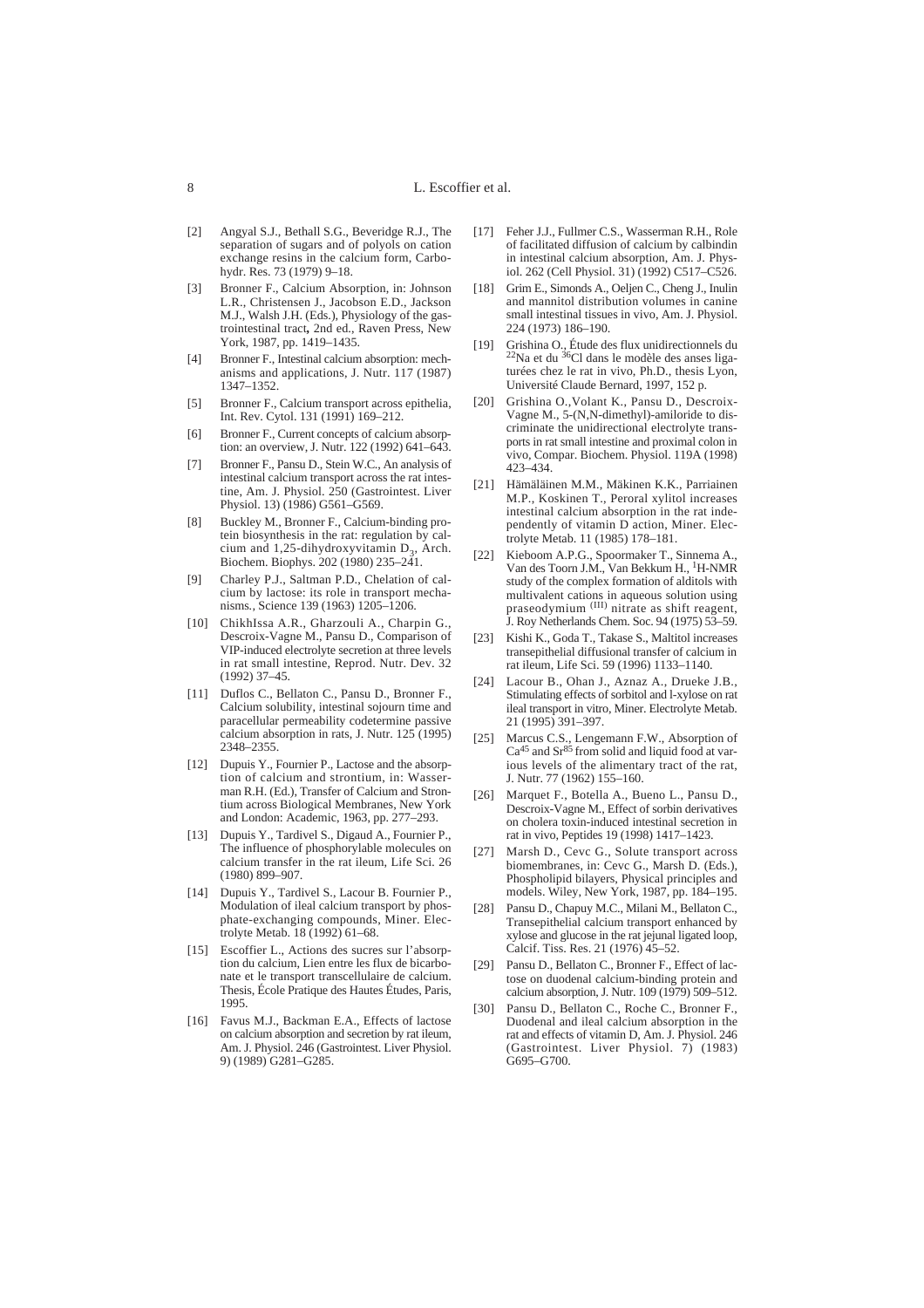[2] Angyal S.J., Bethall S.G., Beveridge R.J., The separation of sugars and of polyols on cation exchange resins in the calcium form, Carbohydr. Res. 73 (1979) 9–18.

[3] Bronner F., Calcium Absorption, in: Johnson L.R., Christensen J., Jacobson E.D., Jackson M.J., Walsh J.H. (Eds.), Physiology of the gastrointestinal tract**,** 2nd ed., Raven Press, New York, 1987, pp. 1419–1435.

[4] Bronner F., Intestinal calcium absorption: mechanisms and applications, J. Nutr. 117 (1987) 1347–1352.

[5] Bronner F., Calcium transport across epithelia, Int. Rev. Cytol. 131 (1991) 169–212.

[6] Bronner F., Current concepts of calcium absorption: an overview, J. Nutr. 122 (1992) 641–643.

[7] Bronner F., Pansu D., Stein W.C., An analysis of intestinal calcium transport across the rat intestine, Am. J. Physiol. 250 (Gastrointest. Liver Physiol. 13) (1986) G561–G569.

[8] Buckley M., Bronner F., Calcium-binding protein biosynthesis in the rat: regulation by calcium and 1,25-dihydroxyvitamin $D_3$, Arch. Biochem. Biophys. 202 (1980) 235–241.

[9] Charley P.J., Saltman P.D., Chelation of calcium by lactose: its role in transport mechanisms., Science 139 (1963) 1205–1206.

[10] ChikhIssa A.R., Gharzouli A., Charpin G., Descroix-Vagne M., Pansu D., Comparison of VIP-induced electrolyte secretion at three levels in rat small intestine, Reprod. Nutr. Dev. 32 (1992) 37–45.

[11] Duflos C., Bellaton C., Pansu D., Bronner F., Calcium solubility, intestinal sojourn time and paracellular permeability codetermine passive calcium absorption in rats, J. Nutr. 125 (1995) 2348–2355.

[12] Dupuis Y., Fournier P., Lactose and the absorption of calcium and strontium, in: Wasserman R.H. (Ed.), Transfer of Calcium and Strontium across Biological Membranes, New York and London: Academic, 1963, pp. 277–293.

[13] Dupuis Y., Tardivel S., Digaud A., Fournier P., The influence of phosphorylable molecules on calcium transfer in the rat ileum, Life Sci. 26 (1980) 899–907.

[14] Dupuis Y., Tardivel S., Lacour B. Fournier P., Modulation of ileal calcium transport by phosphate-exchanging compounds, Miner. Electrolyte Metab. 18 (1992) 61–68.

[15] Escoffier L., Actions des sucres sur l'absorption du calcium, Lien entre les flux de bicarbonate et le transport transcellulaire de calcium. Thesis, École Pratique des Hautes Études, Paris, 1995.

[16] Favus M.J., Backman E.A., Effects of lactose on calcium absorption and secretion by rat ileum, Am. J. Physiol. 246 (Gastrointest. Liver Physiol. 9) (1989) G281–G285.

[17] Feher J.J., Fullmer C.S., Wasserman R.H., Role of facilitated diffusion of calcium by calbindin in intestinal calcium absorption, Am. J. Physiol. 262 (Cell Physiol. 31) (1992) C517–C526.

[18] Grim E., Simonds A., Oeljen C., Cheng J., Inulin and mannitol distribution volumes in canine small intestinal tissues in vivo, Am. J. Physiol. 224 (1973) 186–190.

[19] Grishina O., Étude des flux unidirectionnels du $^{22}$Na et du $^{36}$Cl dans le modèle des anses ligaturées chez le rat in vivo, Ph.D., thesis Lyon, Université Claude Bernard, 1997, 152 p.

[20] Grishina O.,Volant K., Pansu D., Descroix-Vagne M., 5-(N,N-dimethyl)-amiloride to discriminate the unidirectional electrolyte transports in rat small intestine and proximal colon in vivo, Compar. Biochem. Physiol. 119A (1998) 423–434.

[21] Hämäläinen M.M., Mäkinen K.K., Parriainen M.P., Koskinen T., Peroral xylitol increases intestinal calcium absorption in the rat independently of vitamin D action, Miner. Electrolyte Metab. 11 (1985) 178–181.

[22] Kieboom A.P.G., Spoormaker T., Sinnema A., Van des Toorn J.M., Van Bekkum H., $^{1}$H-NMR study of the complex formation of alditols with multivalent cations in aqueous solution using praseodymium $^{(III)}$ nitrate as shift reagent, J. Roy Netherlands Chem. Soc. 94 (1975) 53–59.

[23] Kishi K., Goda T., Takase S., Maltitol increases transepithelial diffusional transfer of calcium in rat ileum, Life Sci. 59 (1996) 1133–1140.

[24] Lacour B., Ohan J., Aznaz A., Drueke J.B., Stimulating effects of sorbitol and l-xylose on rat ileal transport in vitro, Miner. Electrolyte Metab. 21 (1995) 391–397.

[25] Marcus C.S., Lengemann F.W., Absorption of $Ca^{45}$ and $Sr^{85}$ from solid and liquid food at various levels of the alimentary tract of the rat, J. Nutr. 77 (1962) 155–160.

[26] Marquet F., Botella A., Bueno L., Pansu D., Descroix-Vagne M., Effect of sorbin derivatives on cholera toxin-induced intestinal secretion in rat in vivo, Peptides 19 (1998) 1417–1423.

[27] Marsh D., Cevc G., Solute transport across biomembranes, in: Cevc G., Marsh D. (Eds.), Phospholipid bilayers, Physical principles and models. Wiley, New York, 1987, pp. 184–195.

[28] Pansu D., Chapuy M.C., Milani M., Bellaton C., Transepithelial calcium transport enhanced by xylose and glucose in the rat jejunal ligated loop, Calcif. Tiss. Res. 21 (1976) 45–52.

[29] Pansu D., Bellaton C., Bronner F., Effect of lactose on duodenal calcium-binding protein and calcium absorption, J. Nutr. 109 (1979) 509–512.

[30] Pansu D., Bellaton C., Roche C., Bronner F., Duodenal and ileal calcium absorption in the rat and effects of vitamin D, Am. J. Physiol. 246 (Gastrointest. Liver Physiol. 7) (1983) G695–G700.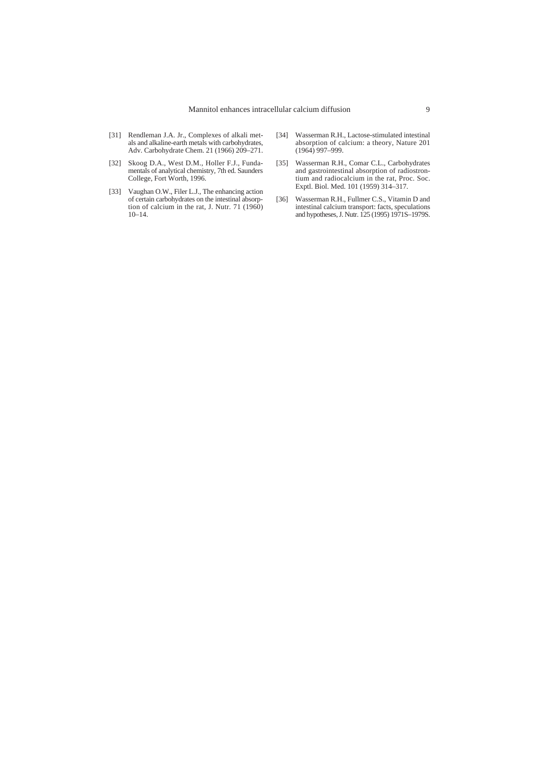[31] Rendleman J.A. Jr., Complexes of alkali metals and alkaline-earth metals with carbohydrates, Adv. Carbohydrate Chem. 21 (1966) 209–271.

[32] Skoog D.A., West D.M., Holler F.J., Fundamentals of analytical chemistry, 7th ed. Saunders College, Fort Worth, 1996.

[33] Vaughan O.W., Filer L.J., The enhancing action of certain carbohydrates on the intestinal absorption of calcium in the rat, J. Nutr. 71 (1960) 10–14.

[34] Wasserman R.H., Lactose-stimulated intestinal absorption of calcium: a theory, Nature 201 (1964) 997–999.

[35] Wasserman R.H., Comar C.L., Carbohydrates and gastrointestinal absorption of radiostrontium and radiocalcium in the rat, Proc. Soc. Exptl. Biol. Med. 101 (1959) 314–317.

[36] Wasserman R.H., Fullmer C.S., Vitamin D and intestinal calcium transport: facts, speculations and hypotheses, J. Nutr. 125 (1995) 1971S–1979S.